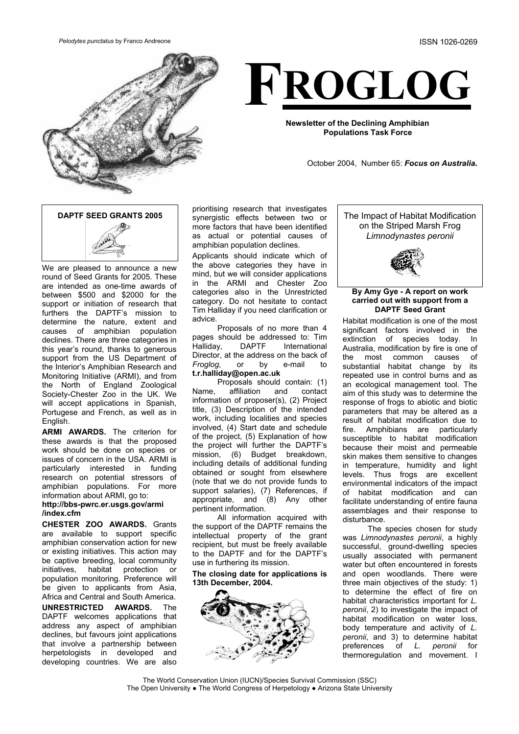*Pelodytes punctatus* by Franco Andreone

ISSN 1026-0269

# FROGLOG

**Newsletter of the Declining Amphibian Populations Task Force**

October 2004, Number 65: ***Focus on Australia.***

## DAPTF SEED GRANTS 2005

We are pleased to announce a new round of Seed Grants for 2005. These are intended as one-time awards of between $500 and $2000 for the support or initiation of research that furthers the DAPTF's mission to determine the nature, extent and causes of amphibian population declines. There are three categories in this year's round, thanks to generous support from the US Department of the Interior's Amphibian Research and Monitoring Initiative (ARMI), and from the North of England Zoological Society-Chester Zoo in the UK. We will accept applications in Spanish, Portugese and French, as well as in English.

**ARMI AWARDS.** The criterion for these awards is that the proposed work should be done on species or issues of concern in the USA. ARMI is particularly interested in funding research on potential stressors of amphibian populations. For more information about ARMI, go to: **http://bbs-pwrc.er.usgs.gov/armi/index.cfm**

**CHESTER ZOO AWARDS.** Grants are available to support specific amphibian conservation action for new or existing initiatives. This action may be captive breeding, local community initiatives, habitat protection or population monitoring. Preference will be given to applicants from Asia, Africa and Central and South America.

**UNRESTRICTED AWARDS.** The DAPTF welcomes applications that address any aspect of amphibian declines, but favours joint applications that involve a partnership between herpetologists in developed and developing countries. We are also prioritising research that investigates synergistic effects between two or more factors that have been identified as actual or potential causes of amphibian population declines.

Applicants should indicate which of the above categories they have in mind, but we will consider applications in the ARMI and Chester Zoo categories also in the Unrestricted category. Do not hesitate to contact Tim Halliday if you need clarification or advice.

Proposals of no more than 4 pages should be addressed to: Tim Halliday, DAPTF International Director, at the address on the back of *Froglog*, or by e-mail to **t.r.halliday@open.ac.uk**

Proposals should contain: (1) Name, affiliation and contact information of proposer(s), (2) Project title, (3) Description of the intended work, including localities and species involved, (4) Start date and schedule of the project, (5) Explanation of how the project will further the DAPTF's mission, (6) Budget breakdown, including details of additional funding obtained or sought from elsewhere (note that we do not provide funds to support salaries), (7) References, if appropriate, and (8) Any other pertinent information.

All information acquired with the support of the DAPTF remains the intellectual property of the grant recipient, but must be freely available to the DAPTF and for the DAPTF's use in furthering its mission.

**The closing date for applications is 13th December, 2004.**

## The Impact of Habitat Modification on the Striped Marsh Frog *Limnodynastes peronii*

**By Amy Gye - A report on work carried out with support from a DAPTF Seed Grant**

Habitat modification is one of the most significant factors involved in the extinction of species today. In Australia, modification by fire is one of the most common causes of substantial habitat change by its repeated use in control burns and as an ecological management tool. The aim of this study was to determine the response of frogs to abiotic and biotic parameters that may be altered as a result of habitat modification due to fire. Amphibians are particularly susceptible to habitat modification because their moist and permeable skin makes them sensitive to changes in temperature, humidity and light levels. Thus frogs are excellent environmental indicators of the impact of habitat modification and can facilitate understanding of entire fauna assemblages and their response to disturbance.

The species chosen for study was *Limnodynastes peronii*, a highly successful, ground-dwelling species usually associated with permanent water but often encountered in forests and open woodlands. There were three main objectives of the study: 1) to determine the effect of fire on habitat characteristics important for *L. peronii*, 2) to investigate the impact of habitat modification on water loss, body temperature and activity of *L. peronii*, and 3) to determine habitat preferences of *L. peronii* for thermoregulation and movement. I

The World Conservation Union (IUCN)/Species Survival Commission (SSC)
The Open University ● The World Congress of Herpetology ● Arizona State University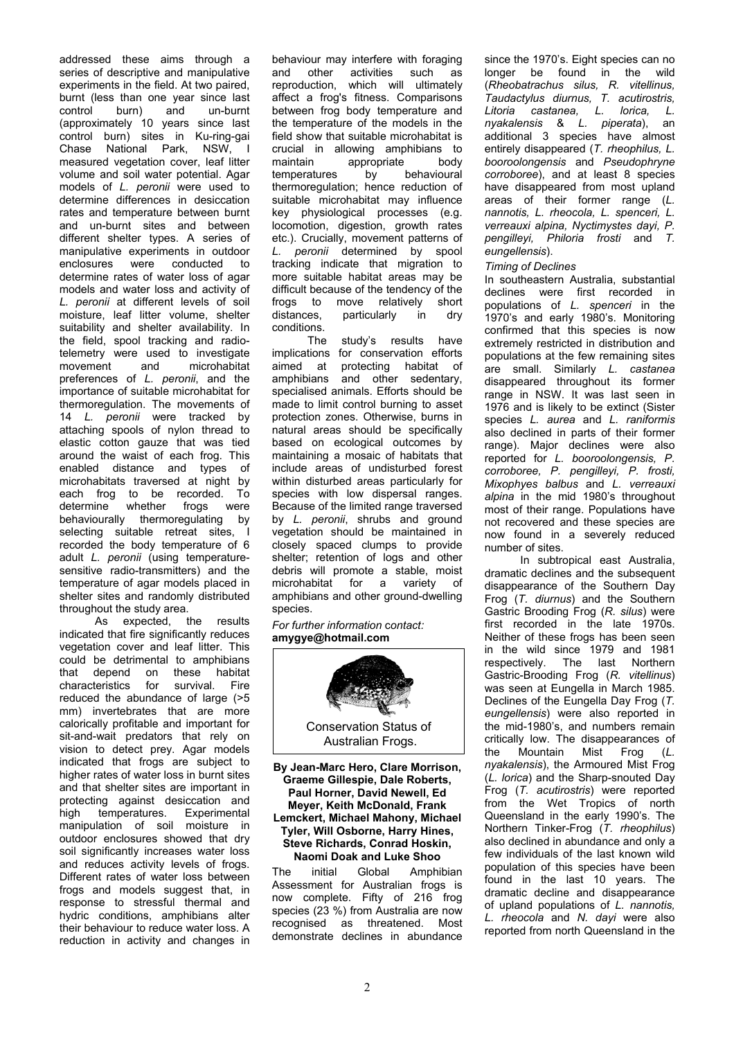addressed these aims through a series of descriptive and manipulative experiments in the field. At two paired, burnt (less than one year since last control burn) and un-burnt (approximately 10 years since last control burn) sites in Ku-ring-gai Chase National Park, NSW, I measured vegetation cover, leaf litter volume and soil water potential. Agar models of *L. peronii* were used to determine differences in desiccation rates and temperature between burnt and un-burnt sites and between different shelter types. A series of manipulative experiments in outdoor enclosures were conducted to determine rates of water loss of agar models and water loss and activity of *L. peronii* at different levels of soil moisture, leaf litter volume, shelter suitability and shelter availability. In the field, spool tracking and radio-telemetry were used to investigate movement and microhabitat preferences of *L. peronii*, and the importance of suitable microhabitat for thermoregulation. The movements of 14 *L. peronii* were tracked by attaching spools of nylon thread to elastic cotton gauze that was tied around the waist of each frog. This enabled distance and types of microhabitats traversed at night by each frog to be recorded. To determine whether frogs were behaviourally thermoregulating by selecting suitable retreat sites, I recorded the body temperature of 6 adult *L. peronii* (using temperature-sensitive radio-transmitters) and the temperature of agar models placed in shelter sites and randomly distributed throughout the study area.

As expected, the results indicated that fire significantly reduces vegetation cover and leaf litter. This could be detrimental to amphibians that depend on these habitat characteristics for survival. Fire reduced the abundance of large (>5 mm) invertebrates that are more calorically profitable and important for sit-and-wait predators that rely on vision to detect prey. Agar models indicated that frogs are subject to higher rates of water loss in burnt sites and that shelter sites are important in protecting against desiccation and high temperatures. Experimental manipulation of soil moisture in outdoor enclosures showed that dry soil significantly increases water loss and reduces activity levels of frogs. Different rates of water loss between frogs and models suggest that, in response to stressful thermal and hydric conditions, amphibians alter their behaviour to reduce water loss. A reduction in activity and changes in behaviour may interfere with foraging and other activities such as reproduction, which will ultimately affect a frog's fitness. Comparisons between frog body temperature and the temperature of the models in the field show that suitable microhabitat is crucial in allowing amphibians to maintain appropriate body temperatures by behavioural thermoregulation; hence reduction of suitable microhabitat may influence key physiological processes (e.g. locomotion, digestion, growth rates etc.). Crucially, movement patterns of *L. peronii* determined by spool tracking indicate that migration to more suitable habitat areas may be difficult because of the tendency of the frogs to move relatively short distances, particularly in dry conditions.

The study's results have implications for conservation efforts aimed at protecting habitat of amphibians and other sedentary, specialised animals. Efforts should be made to limit control burning to asset protection zones. Otherwise, burns in natural areas should be specifically based on ecological outcomes by maintaining a mosaic of habitats that include areas of undisturbed forest within disturbed areas particularly for species with low dispersal ranges. Because of the limited range traversed by *L. peronii*, shrubs and ground vegetation should be maintained in closely spaced clumps to provide shelter; retention of logs and other debris will promote a stable, moist microhabitat for a variety of amphibians and other ground-dwelling species.

*For further information contact:* **amygye@hotmail.com**

## Conservation Status of Australian Frogs.

**By Jean-Marc Hero, Clare Morrison, Graeme Gillespie, Dale Roberts, Paul Horner, David Newell, Ed Meyer, Keith McDonald, Frank Lemckert, Michael Mahony, Michael Tyler, Will Osborne, Harry Hines, Steve Richards, Conrad Hoskin, Naomi Doak and Luke Shoo**

The initial Global Amphibian Assessment for Australian frogs is now complete. Fifty of 216 frog species (23 %) from Australia are now recognised as threatened. Most demonstrate declines in abundance since the 1970's. Eight species can no longer be found in the wild (*Rheobatrachus silus, R. vitellinus, Taudactylus diurnus, T. acutirostris, Litoria castanea, L. lorica, L. nyakalensis* & *L. piperata*), an additional 3 species have almost entirely disappeared (*T. rheophilus, L. booroolongensis* and *Pseudophryne corroboree*), and at least 8 species have disappeared from most upland areas of their former range (*L. nannotis, L. rheocola, L. spenceri, L. verreauxi alpina, Nyctimystes dayi, P. pengilleyi, Philoria frosti* and *T. eungellensis*).

### *Timing of Declines*

In southeastern Australia, substantial declines were first recorded in populations of *L. spenceri* in the 1970's and early 1980's. Monitoring confirmed that this species is now extremely restricted in distribution and populations at the few remaining sites are small. Similarly *L. castanea* disappeared throughout its former range in NSW. It was last seen in 1976 and is likely to be extinct (Sister species *L. aurea* and *L. raniformis* also declined in parts of their former range). Major declines were also reported for *L. booroolongensis, P. corroboree, P. pengilleyi, P. frosti, Mixophyes balbus* and *L. verreauxi alpina* in the mid 1980's throughout most of their range. Populations have not recovered and these species are now found in a severely reduced number of sites.

In subtropical east Australia, dramatic declines and the subsequent disappearance of the Southern Day Frog (*T. diurnus*) and the Southern Gastric Brooding Frog (*R. silus*) were first recorded in the late 1970s. Neither of these frogs has been seen in the wild since 1979 and 1981 respectively. The last Northern Gastric-Brooding Frog (*R. vitellinus*) was seen at Eungella in March 1985. Declines of the Eungella Day Frog (*T. eungellensis*) were also reported in the mid-1980's, and numbers remain critically low. The disappearances of the Mountain Mist Frog (*L. nyakalensis*), the Armoured Mist Frog (*L. lorica*) and the Sharp-snouted Day Frog (*T. acutirostris*) were reported from the Wet Tropics of north Queensland in the early 1990's. The Northern Tinker-Frog (*T. rheophilus*) also declined in abundance and only a few individuals of the last known wild population of this species have been found in the last 10 years. The dramatic decline and disappearance of upland populations of *L. nannotis, L. rheocola* and *N. dayi* were also reported from north Queensland in the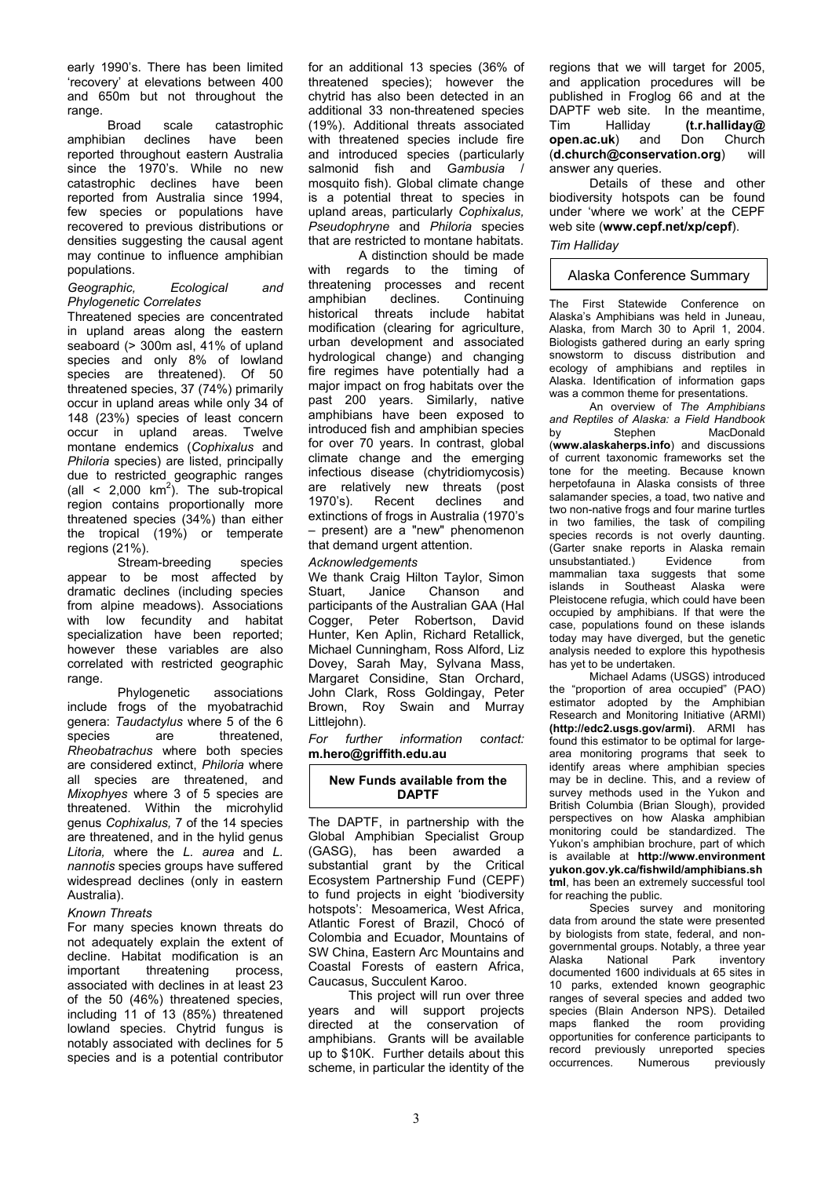early 1990's. There has been limited 'recovery' at elevations between 400 and 650m but not throughout the range.

Broad scale catastrophic amphibian declines have been reported throughout eastern Australia since the 1970's. While no new catastrophic declines have been reported from Australia since 1994, few species or populations have recovered to previous distributions or densities suggesting the causal agent may continue to influence amphibian populations.

*Geographic, Ecological and Phylogenetic Correlates*

Threatened species are concentrated in upland areas along the eastern seaboard (> 300m asl, 41% of upland species and only 8% of lowland species are threatened). Of 50 threatened species, 37 (74%) primarily occur in upland areas while only 34 of 148 (23%) species of least concern occur in upland areas. Twelve montane endemics (*Cophixalus* and *Philoria* species) are listed, principally due to restricted geographic ranges (all < 2,000 $km^2$). The sub-tropical region contains proportionally more threatened species (34%) than either the tropical (19%) or temperate regions (21%).

Stream-breeding species appear to be most affected by dramatic declines (including species from alpine meadows). Associations with low fecundity and habitat specialization have been reported; however these variables are also correlated with restricted geographic range.

Phylogenetic associations include frogs of the myobatrachid genera: *Taudactylus* where 5 of the 6 species are threatened, *Rheobatrachus* where both species are considered extinct, *Philoria* where all species are threatened, and *Mixophyes* where 3 of 5 species are threatened. Within the microhylid genus *Cophixalus,* 7 of the 14 species are threatened, and in the hylid genus *Litoria,* where the *L. aurea* and *L. nannotis* species groups have suffered widespread declines (only in eastern Australia).

*Known Threats*

For many species known threats do not adequately explain the extent of decline. Habitat modification is an important threatening process, associated with declines in at least 23 of the 50 (46%) threatened species, including 11 of 13 (85%) threatened lowland species. Chytrid fungus is notably associated with declines for 5 species and is a potential contributor for an additional 13 species (36% of threatened species); however the chytrid has also been detected in an additional 33 non-threatened species (19%). Additional threats associated with threatened species include fire and introduced species (particularly salmonid fish and G*ambusia* / mosquito fish). Global climate change is a potential threat to species in upland areas, particularly *Cophixalus, Pseudophryne* and *Philoria* species that are restricted to montane habitats.

A distinction should be made with regards to the timing of threatening processes and recent amphibian declines. Continuing historical threats include habitat modification (clearing for agriculture, urban development and associated hydrological change) and changing fire regimes have potentially had a major impact on frog habitats over the past 200 years. Similarly, native amphibians have been exposed to introduced fish and amphibian species for over 70 years. In contrast, global climate change and the emerging infectious disease (chytridiomycosis) are relatively new threats (post 1970's). Recent declines and extinctions of frogs in Australia (1970's – present) are a "new" phenomenon that demand urgent attention.

*Acknowledgements*

We thank Craig Hilton Taylor, Simon Stuart, Janice Chanson and participants of the Australian GAA (Hal Cogger, Peter Robertson, David Hunter, Ken Aplin, Richard Retallick, Michael Cunningham, Ross Alford, Liz Dovey, Sarah May, Sylvana Mass, Margaret Considine, Stan Orchard, John Clark, Ross Goldingay, Peter Brown, Roy Swain and Murray Littlejohn).

*For further information contact:* **m.hero@griffith.edu.au**

## New Funds available from the DAPTF

The DAPTF, in partnership with the Global Amphibian Specialist Group (GASG), has been awarded a substantial grant by the Critical Ecosystem Partnership Fund (CEPF) to fund projects in eight 'biodiversity hotspots': Mesoamerica, West Africa, Atlantic Forest of Brazil, Chocó of Colombia and Ecuador, Mountains of SW China, Eastern Arc Mountains and Coastal Forests of eastern Africa, Caucasus, Succulent Karoo.

This project will run over three years and will support projects directed at the conservation of amphibians. Grants will be available up to $10K. Further details about this scheme, in particular the identity of the regions that we will target for 2005, and application procedures will be published in Froglog 66 and at the DAPTF web site. In the meantime, Tim Halliday (**t.r.halliday@open.ac.uk**) and Don Church (**d.church@conservation.org**) will answer any queries.

Details of these and other biodiversity hotspots can be found under 'where we work' at the CEPF web site (**www.cepf.net/xp/cepf**).

*Tim Halliday*

## Alaska Conference Summary

The First Statewide Conference on Alaska's Amphibians was held in Juneau, Alaska, from March 30 to April 1, 2004. Biologists gathered during an early spring snowstorm to discuss distribution and ecology of amphibians and reptiles in Alaska. Identification of information gaps was a common theme for presentations.

An overview of *The Amphibians and Reptiles of Alaska: a Field Handbook* by Stephen MacDonald (**www.alaskaherps.info**) and discussions of current taxonomic frameworks set the tone for the meeting. Because known herpetofauna in Alaska consists of three salamander species, a toad, two native and two non-native frogs and four marine turtles in two families, the task of compiling species records is not overly daunting. (Garter snake reports in Alaska remain unsubstantiated.) Evidence from mammalian taxa suggests that some islands in Southeast Alaska were Pleistocene refugia, which could have been occupied by amphibians. If that were the case, populations found on these islands today may have diverged, but the genetic analysis needed to explore this hypothesis has yet to be undertaken.

Michael Adams (USGS) introduced the "proportion of area occupied" (PAO) estimator adopted by the Amphibian Research and Monitoring Initiative (ARMI) **(http://edc2.usgs.gov/armi)**. ARMI has found this estimator to be optimal for large-area monitoring programs that seek to identify areas where amphibian species may be in decline. This, and a review of survey methods used in the Yukon and British Columbia (Brian Slough), provided perspectives on how Alaska amphibian monitoring could be standardized. The Yukon's amphibian brochure, part of which is available at **http://www.environmentyukon.gov.yk.ca/fishwild/amphibians.shtml**, has been an extremely successful tool for reaching the public.

Species survey and monitoring data from around the state were presented by biologists from state, federal, and non-governmental groups. Notably, a three year Alaska National Park inventory documented 1600 individuals at 65 sites in 10 parks, extended known geographic ranges of several species and added two species (Blain Anderson NPS). Detailed maps flanked the room providing opportunities for conference participants to record previously unreported species occurrences. Numerous previously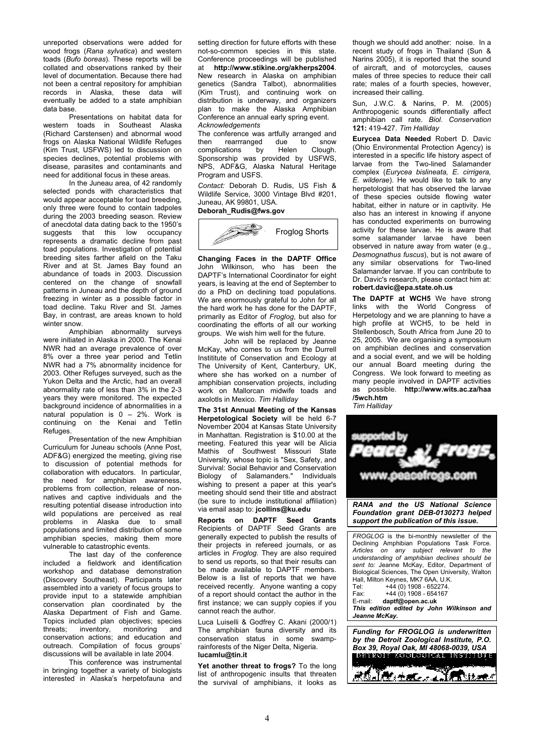unreported observations were added for wood frogs (*Rana sylvatica*) and western toads (*Bufo boreas*). These reports will be collated and observations ranked by their level of documentation. Because there had not been a central repository for amphibian records in Alaska, these data will eventually be added to a state amphibian data base.

Presentations on habitat data for western toads in Southeast Alaska (Richard Carstensen) and abnormal wood frogs on Alaska National Wildlife Refuges (Kim Trust, USFWS) led to discussion on species declines, potential problems with disease, parasites and contaminants and need for additional focus in these areas.

In the Juneau area, of 42 randomly selected ponds with characteristics that would appear acceptable for toad breeding, only three were found to contain tadpoles during the 2003 breeding season. Review of anecdotal data dating back to the 1950's suggests that this low occupancy represents a dramatic decline from past toad populations. Investigation of potential breeding sites farther afield on the Taku River and at St. James Bay found an abundance of toads in 2003. Discussion centered on the change of snowfall patterns in Juneau and the depth of ground freezing in winter as a possible factor in toad decline. Taku River and St. James Bay, in contrast, are areas known to hold winter snow.

Amphibian abnormality surveys were initiated in Alaska in 2000. The Kenai NWR had an average prevalence of over 8% over a three year period and Tetlin NWR had a 7% abnormality incidence for 2003. Other Refuges surveyed, such as the Yukon Delta and the Arctic, had an overall abnormality rate of less than 3% in the 2-3 years they were monitored. The expected background incidence of abnormalities in a natural population is 0 – 2%. Work is continuing on the Kenai and Tetlin Refuges.

Presentation of the new Amphibian Curriculum for Juneau schools (Anne Post, ADF&G) energized the meeting, giving rise to discussion of potential methods for collaboration with educators. In particular, the need for amphibian awareness, problems from collection, release of non-natives and captive individuals and the resulting potential disease introduction into wild populations are perceived as real problems in Alaska due to small populations and limited distribution of some amphibian species, making them more vulnerable to catastrophic events.

The last day of the conference included a fieldwork and identification workshop and database demonstration (Discovery Southeast). Participants later assembled into a variety of focus groups to provide input to a statewide amphibian conservation plan coordinated by the Alaska Department of Fish and Game. Topics included plan objectives; species threats; inventory, monitoring and conservation actions; and education and outreach. Compilation of focus groups' discussions will be available in late 2004.

This conference was instrumental in bringing together a variety of biologists interested in Alaska's herpetofauna and setting direction for future efforts with these not-so-common species in this state. Conference proceedings will be published at **http://www.stikine.org/akherps2004**. New research in Alaska on amphibian genetics (Sandra Talbot), abnormalities (Kim Trust), and continuing work on distribution is underway, and organizers plan to make the Alaska Amphibian Conference an annual early spring event.

*Acknowledgements*

The conference was artfully arranged and then rearrranged due to snow complications by Helen Clough. Sponsorship was provided by USFWS, NPS, ADF&G, Alaska Natural Heritage Program and USFS.

*Contact:* Deborah D. Rudis, US Fish & Wildlife Service, 3000 Vintage Blvd #201, Juneau, AK 99801, USA.
**Deborah_Rudis@fws.gov**

## Froglog Shorts

**Changing Faces in the DAPTF Office** John Wilkinson, who has been the DAPTF's International Coordinator for eight years, is leaving at the end of September to do a PhD on declining toad populations. We are enormously grateful to John for all the hard work he has done for the DAPTF, primarily as Editor of *Froglog*, but also for coordinating the efforts of all our working groups. We wish him well for the future.

John will be replaced by Jeanne McKay, who comes to us from the Durrell Instititute of Conservation and Ecology at The University of Kent, Canterbury, UK, where she has worked on a number of amphibian conservation projects, including work on Mallorcan midwife toads and axolotls in Mexico. *Tim Halliday*

**The 31st Annual Meeting of the Kansas Herpetological Society** will be held 6-7 November 2004 at Kansas State University in Manhattan. Registration is $10.00 at the meeting. Featured this year will be Alicia Mathis of Southwest Missouri State University, whose topic is "Sex, Safety, and Survival: Social Behavior and Conservation Biology of Salamanders." Individuals wishing to present a paper at this year's meeting should send their title and abstract (be sure to include institutional affiliation) via email asap to: **jcollins@ku.edu**

**Reports on DAPTF Seed Grants** Recipients of DAPTF Seed Grants are generally expected to publish the results of their projects in refereed journals, or as articles in *Froglog*. They are also required to send us reports, so that their results can be made available to DAPTF members. Below is a list of reports that we have received recently. Anyone wanting a copy of a report should contact the author in the first instance; we can supply copies if you cannot reach the author.

Luca Luiselli & Godfrey C. Akani (2000/1) The amphibian fauna diversity and its conservation status in some swamp-rainforests of the Niger Delta, Nigeria. **lucamlu@tin.it**

**Yet another threat to frogs?** To the long list of anthropogenic insults that threaten the survival of amphibians, it looks as though we should add another: noise. In a recent study of frogs in Thailand (Sun & Narins 2005), it is reported that the sound of aircraft, and of motorcycles, causes males of three species to reduce their call rate; males of a fourth species, however, increased their calling.

Sun, J.W.C. & Narins, P. M. (2005) Anthropogenic sounds differentially affect amphibian call rate. *Biol. Conservation* **121:** 419-427. *Tim Halliday*

**Eurycea Data Needed** Robert D. Davic (Ohio Environmental Protection Agency) is interested in a specific life history aspect of larvae from the Two-lined Salamander complex (*Eurycea bislineata, E. cirrigera, E. wilderae*). He would like to talk to any herpetologist that has observed the larvae of these species outside flowing water habitat, either in nature or in captivity. He also has an interest in knowing if anyone has conducted experiments on burrowing activity for these larvae. He is aware that some salamander larvae have been observed in nature away from water (e.g., *Desmognathus fuscus*), but is not aware of any similar observations for Two-lined Salamander larvae. If you can contribute to Dr. Davic's research, please contact him at: **robert.davic@epa.state.oh.us**

**The DAPTF at WCH5** We have strong links with the World Congress of Herpetology and we are planning to have a high profile at WCH5, to be held in Stellenbosch, South Africa from June 20 to 25, 2005. We are organising a symposium on amphibian declines and conservation and a social event, and we will be holding our annual Board meeting during the Congress. We look forward to meeting as many people involved in DAPTF activities as possible. **http://www.wits.ac.za/haa/5wch.htm**
*Tim Halliday*

supported by Peace Frogs www.peacefrogs.com

***RANA and the US National Science Foundation grant DEB-0130273 helped support the publication of this issue.***

*FROGLOG is the bi-monthly newsletter of the Declining Amphibian Populations Task Force. Articles on any subject relevant to the understanding of amphibian declines should be sent to:* Jeanne McKay, Editor, Department of Biological Sciences, The Open University, Walton Hall, Milton Keynes, MK7 6AA, U.K.
Tel: +44 (0) 1908 - 652274.
Fax: +44 (0) 1908 - 654167
E-mail: **daptf@open.ac.uk**
***This edition edited by John Wilkinson and Jeanne McKay.***

***Funding for FROGLOG is underwritten by the Detroit Zoological Institute, P.O. Box 39, Royal Oak, MI 48068-0039, USA***